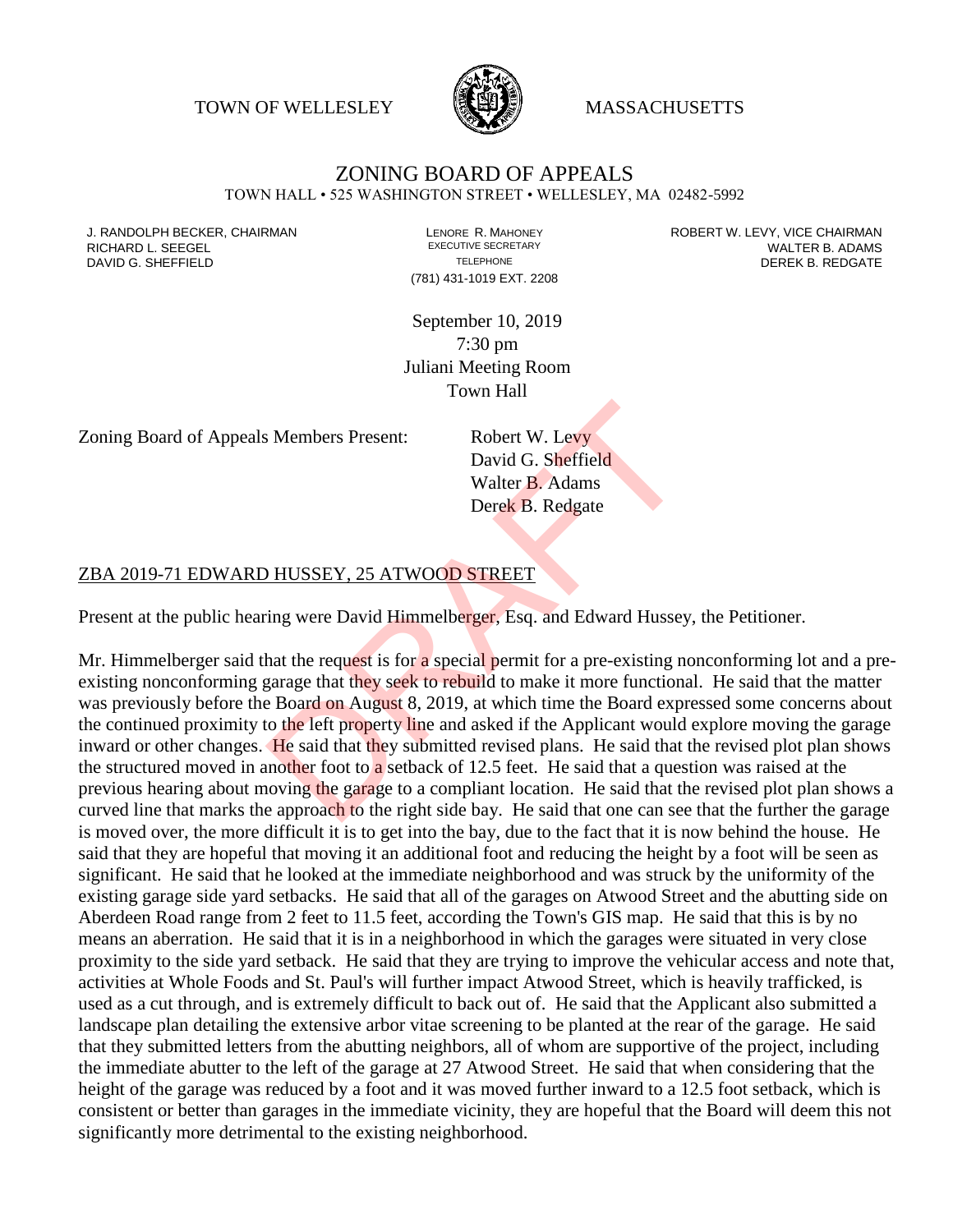TOWN OF WELLESLEY MASSACHUSETTS

# ZONING BOARD OF APPEALS

TOWN HALL • 525 WASHINGTON STREET • WELLESLEY, MA 02482-5992

J. RANDOLPH BECKER, CHAIRMAN
RICHARD L. SEEGEL
DAVID G. SHEFFIELD

LENORE R. MAHONEY
EXECUTIVE SECRETARY
TELEPHONE
(781) 431-1019 EXT. 2208

ROBERT W. LEVY, VICE CHAIRMAN
WALTER B. ADAMS
DEREK B. REDGATE

September 10, 2019
7:30 pm
Juliani Meeting Room
Town Hall

Zoning Board of Appeals Members Present: Robert W. Levy
David G. Sheffield
Walter B. Adams
Derek B. Redgate

ZBA 2019-71 EDWARD HUSSEY, 25 ATWOOD STREET

Present at the public hearing were David Himmelberger, Esq. and Edward Hussey, the Petitioner.

Mr. Himmelberger said that the request is for a special permit for a pre-existing nonconforming lot and a pre-existing nonconforming garage that they seek to rebuild to make it more functional. He said that the matter was previously before the Board on August 8, 2019, at which time the Board expressed some concerns about the continued proximity to the left property line and asked if the Applicant would explore moving the garage inward or other changes. He said that they submitted revised plans. He said that the revised plot plan shows the structured moved in another foot to a setback of 12.5 feet. He said that a question was raised at the previous hearing about moving the garage to a compliant location. He said that the revised plot plan shows a curved line that marks the approach to the right side bay. He said that one can see that the further the garage is moved over, the more difficult it is to get into the bay, due to the fact that it is now behind the house. He said that they are hopeful that moving it an additional foot and reducing the height by a foot will be seen as significant. He said that he looked at the immediate neighborhood and was struck by the uniformity of the existing garage side yard setbacks. He said that all of the garages on Atwood Street and the abutting side on Aberdeen Road range from 2 feet to 11.5 feet, according the Town's GIS map. He said that this is by no means an aberration. He said that it is in a neighborhood in which the garages were situated in very close proximity to the side yard setback. He said that they are trying to improve the vehicular access and note that, activities at Whole Foods and St. Paul's will further impact Atwood Street, which is heavily trafficked, is used as a cut through, and is extremely difficult to back out of. He said that the Applicant also submitted a landscape plan detailing the extensive arbor vitae screening to be planted at the rear of the garage. He said that they submitted letters from the abutting neighbors, all of whom are supportive of the project, including the immediate abutter to the left of the garage at 27 Atwood Street. He said that when considering that the height of the garage was reduced by a foot and it was moved further inward to a 12.5 foot setback, which is consistent or better than garages in the immediate vicinity, they are hopeful that the Board will deem this not significantly more detrimental to the existing neighborhood.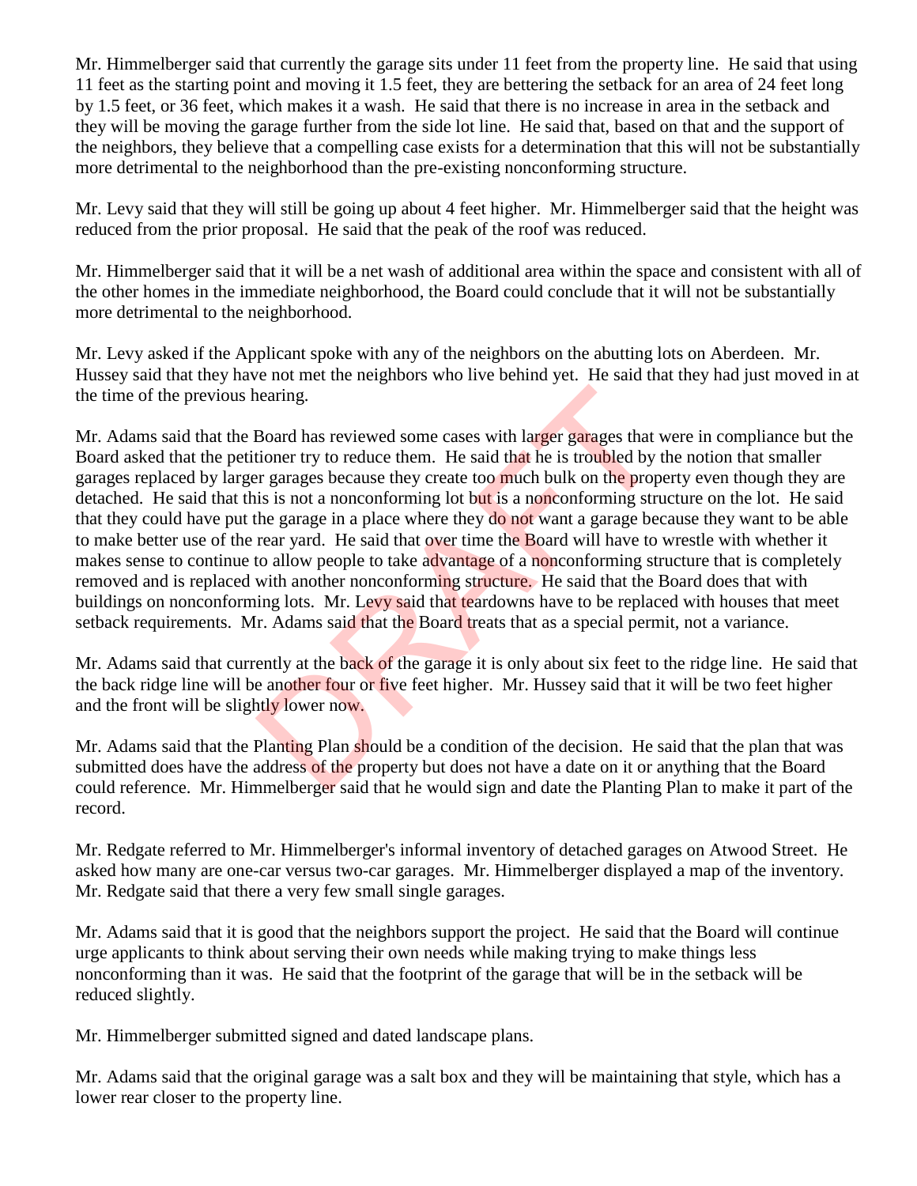Mr. Himmelberger said that currently the garage sits under 11 feet from the property line. He said that using 11 feet as the starting point and moving it 1.5 feet, they are bettering the setback for an area of 24 feet long by 1.5 feet, or 36 feet, which makes it a wash. He said that there is no increase in area in the setback and they will be moving the garage further from the side lot line. He said that, based on that and the support of the neighbors, they believe that a compelling case exists for a determination that this will not be substantially more detrimental to the neighborhood than the pre-existing nonconforming structure.

Mr. Levy said that they will still be going up about 4 feet higher. Mr. Himmelberger said that the height was reduced from the prior proposal. He said that the peak of the roof was reduced.

Mr. Himmelberger said that it will be a net wash of additional area within the space and consistent with all of the other homes in the immediate neighborhood, the Board could conclude that it will not be substantially more detrimental to the neighborhood.

Mr. Levy asked if the Applicant spoke with any of the neighbors on the abutting lots on Aberdeen. Mr. Hussey said that they have not met the neighbors who live behind yet. He said that they had just moved in at the time of the previous hearing.

Mr. Adams said that the Board has reviewed some cases with larger garages that were in compliance but the Board asked that the petitioner try to reduce them. He said that he is troubled by the notion that smaller garages replaced by larger garages because they create too much bulk on the property even though they are detached. He said that this is not a nonconforming lot but is a nonconforming structure on the lot. He said that they could have put the garage in a place where they do not want a garage because they want to be able to make better use of the rear yard. He said that over time the Board will have to wrestle with whether it makes sense to continue to allow people to take advantage of a nonconforming structure that is completely removed and is replaced with another nonconforming structure. He said that the Board does that with buildings on nonconforming lots. Mr. Levy said that teardowns have to be replaced with houses that meet setback requirements. Mr. Adams said that the Board treats that as a special permit, not a variance.

Mr. Adams said that currently at the back of the garage it is only about six feet to the ridge line. He said that the back ridge line will be another four or five feet higher. Mr. Hussey said that it will be two feet higher and the front will be slightly lower now.

Mr. Adams said that the Planting Plan should be a condition of the decision. He said that the plan that was submitted does have the address of the property but does not have a date on it or anything that the Board could reference. Mr. Himmelberger said that he would sign and date the Planting Plan to make it part of the record.

Mr. Redgate referred to Mr. Himmelberger's informal inventory of detached garages on Atwood Street. He asked how many are one-car versus two-car garages. Mr. Himmelberger displayed a map of the inventory. Mr. Redgate said that there a very few small single garages.

Mr. Adams said that it is good that the neighbors support the project. He said that the Board will continue urge applicants to think about serving their own needs while making trying to make things less nonconforming than it was. He said that the footprint of the garage that will be in the setback will be reduced slightly.

Mr. Himmelberger submitted signed and dated landscape plans.

Mr. Adams said that the original garage was a salt box and they will be maintaining that style, which has a lower rear closer to the property line.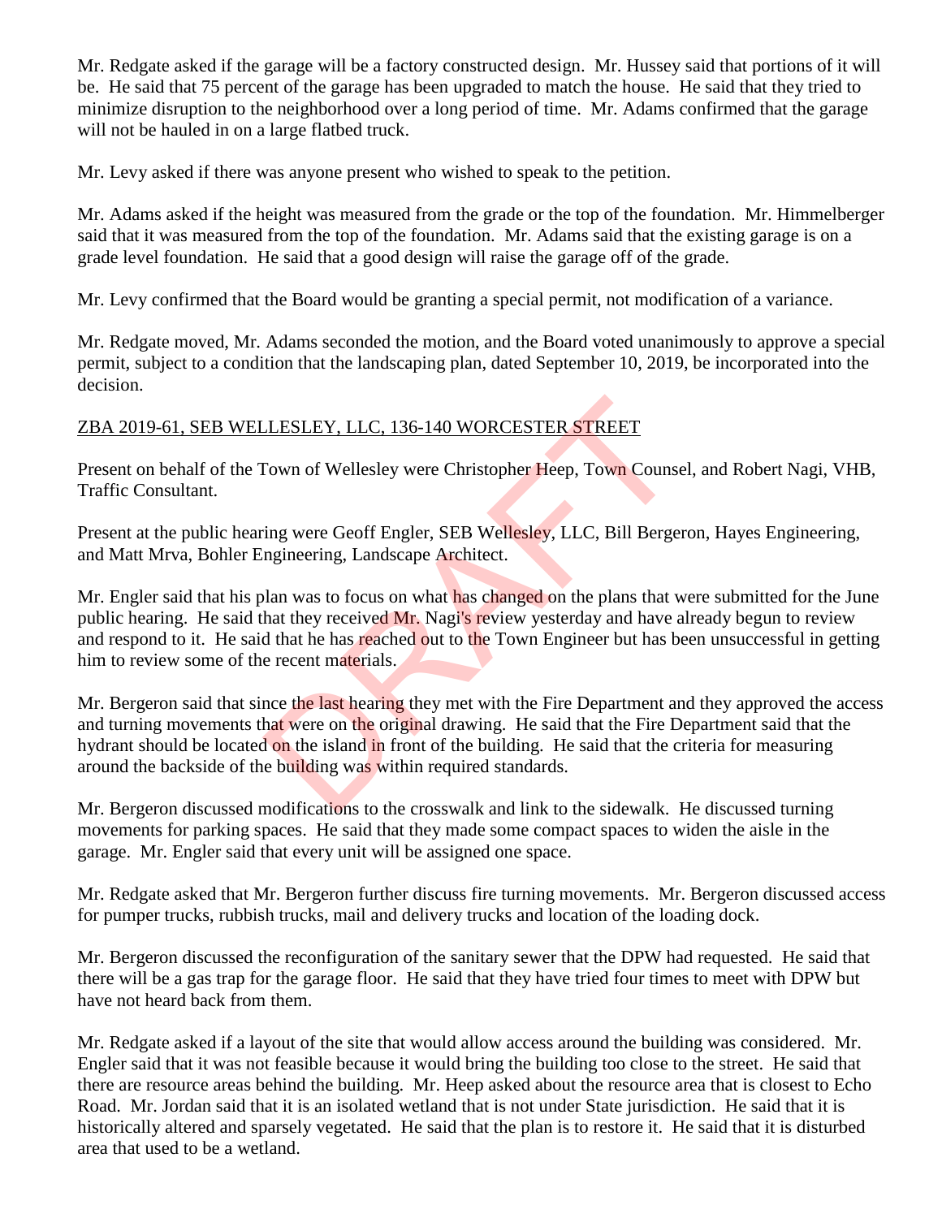Mr. Redgate asked if the garage will be a factory constructed design. Mr. Hussey said that portions of it will be. He said that 75 percent of the garage has been upgraded to match the house. He said that they tried to minimize disruption to the neighborhood over a long period of time. Mr. Adams confirmed that the garage will not be hauled in on a large flatbed truck.

Mr. Levy asked if there was anyone present who wished to speak to the petition.

Mr. Adams asked if the height was measured from the grade or the top of the foundation. Mr. Himmelberger said that it was measured from the top of the foundation. Mr. Adams said that the existing garage is on a grade level foundation. He said that a good design will raise the garage off of the grade.

Mr. Levy confirmed that the Board would be granting a special permit, not modification of a variance.

Mr. Redgate moved, Mr. Adams seconded the motion, and the Board voted unanimously to approve a special permit, subject to a condition that the landscaping plan, dated September 10, 2019, be incorporated into the decision.

ZBA 2019-61, SEB WELLESLEY, LLC, 136-140 WORCESTER STREET

Present on behalf of the Town of Wellesley were Christopher Heep, Town Counsel, and Robert Nagi, VHB, Traffic Consultant.

Present at the public hearing were Geoff Engler, SEB Wellesley, LLC, Bill Bergeron, Hayes Engineering, and Matt Mrva, Bohler Engineering, Landscape Architect.

Mr. Engler said that his plan was to focus on what has changed on the plans that were submitted for the June public hearing. He said that they received Mr. Nagi's review yesterday and have already begun to review and respond to it. He said that he has reached out to the Town Engineer but has been unsuccessful in getting him to review some of the recent materials.

Mr. Bergeron said that since the last hearing they met with the Fire Department and they approved the access and turning movements that were on the original drawing. He said that the Fire Department said that the hydrant should be located on the island in front of the building. He said that the criteria for measuring around the backside of the building was within required standards.

Mr. Bergeron discussed modifications to the crosswalk and link to the sidewalk. He discussed turning movements for parking spaces. He said that they made some compact spaces to widen the aisle in the garage. Mr. Engler said that every unit will be assigned one space.

Mr. Redgate asked that Mr. Bergeron further discuss fire turning movements. Mr. Bergeron discussed access for pumper trucks, rubbish trucks, mail and delivery trucks and location of the loading dock.

Mr. Bergeron discussed the reconfiguration of the sanitary sewer that the DPW had requested. He said that there will be a gas trap for the garage floor. He said that they have tried four times to meet with DPW but have not heard back from them.

Mr. Redgate asked if a layout of the site that would allow access around the building was considered. Mr. Engler said that it was not feasible because it would bring the building too close to the street. He said that there are resource areas behind the building. Mr. Heep asked about the resource area that is closest to Echo Road. Mr. Jordan said that it is an isolated wetland that is not under State jurisdiction. He said that it is historically altered and sparsely vegetated. He said that the plan is to restore it. He said that it is disturbed area that used to be a wetland.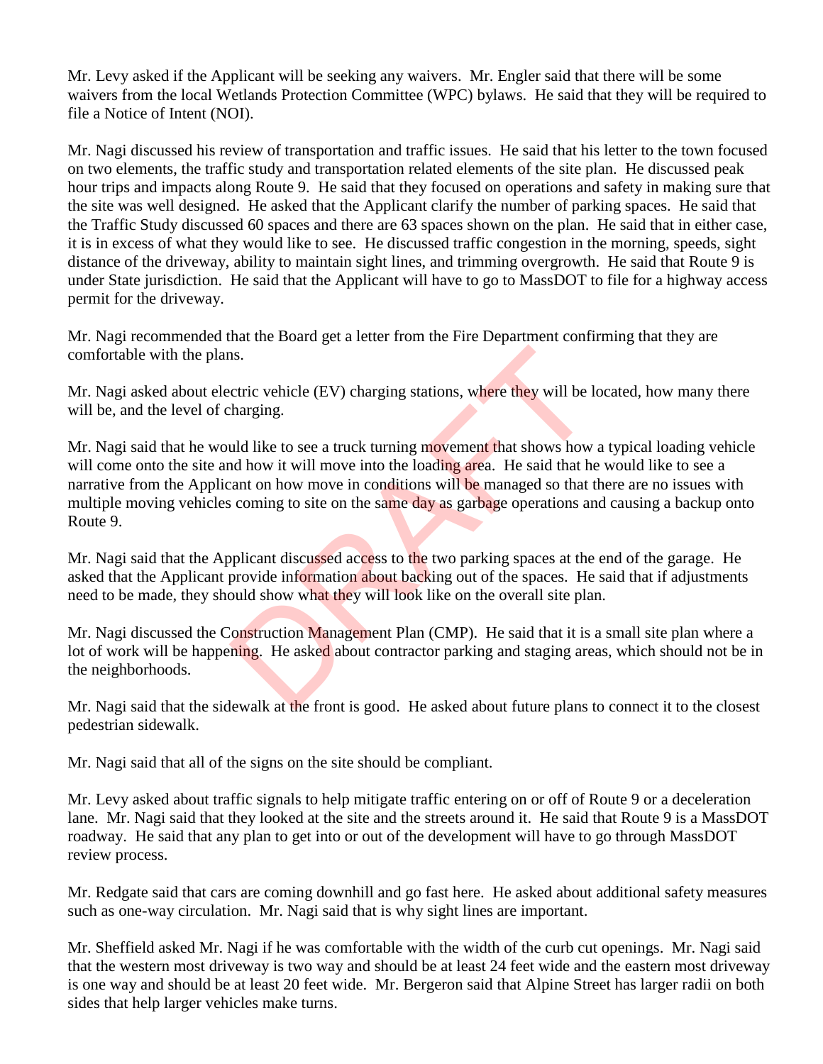Mr. Levy asked if the Applicant will be seeking any waivers. Mr. Engler said that there will be some waivers from the local Wetlands Protection Committee (WPC) bylaws. He said that they will be required to file a Notice of Intent (NOI).

Mr. Nagi discussed his review of transportation and traffic issues. He said that his letter to the town focused on two elements, the traffic study and transportation related elements of the site plan. He discussed peak hour trips and impacts along Route 9. He said that they focused on operations and safety in making sure that the site was well designed. He asked that the Applicant clarify the number of parking spaces. He said that the Traffic Study discussed 60 spaces and there are 63 spaces shown on the plan. He said that in either case, it is in excess of what they would like to see. He discussed traffic congestion in the morning, speeds, sight distance of the driveway, ability to maintain sight lines, and trimming overgrowth. He said that Route 9 is under State jurisdiction. He said that the Applicant will have to go to MassDOT to file for a highway access permit for the driveway.

Mr. Nagi recommended that the Board get a letter from the Fire Department confirming that they are comfortable with the plans.

Mr. Nagi asked about electric vehicle (EV) charging stations, where they will be located, how many there will be, and the level of charging.

Mr. Nagi said that he would like to see a truck turning movement that shows how a typical loading vehicle will come onto the site and how it will move into the loading area. He said that he would like to see a narrative from the Applicant on how move in conditions will be managed so that there are no issues with multiple moving vehicles coming to site on the same day as garbage operations and causing a backup onto Route 9.

Mr. Nagi said that the Applicant discussed access to the two parking spaces at the end of the garage. He asked that the Applicant provide information about backing out of the spaces. He said that if adjustments need to be made, they should show what they will look like on the overall site plan.

Mr. Nagi discussed the Construction Management Plan (CMP). He said that it is a small site plan where a lot of work will be happening. He asked about contractor parking and staging areas, which should not be in the neighborhoods.

Mr. Nagi said that the sidewalk at the front is good. He asked about future plans to connect it to the closest pedestrian sidewalk.

Mr. Nagi said that all of the signs on the site should be compliant.

Mr. Levy asked about traffic signals to help mitigate traffic entering on or off of Route 9 or a deceleration lane. Mr. Nagi said that they looked at the site and the streets around it. He said that Route 9 is a MassDOT roadway. He said that any plan to get into or out of the development will have to go through MassDOT review process.

Mr. Redgate said that cars are coming downhill and go fast here. He asked about additional safety measures such as one-way circulation. Mr. Nagi said that is why sight lines are important.

Mr. Sheffield asked Mr. Nagi if he was comfortable with the width of the curb cut openings. Mr. Nagi said that the western most driveway is two way and should be at least 24 feet wide and the eastern most driveway is one way and should be at least 20 feet wide. Mr. Bergeron said that Alpine Street has larger radii on both sides that help larger vehicles make turns.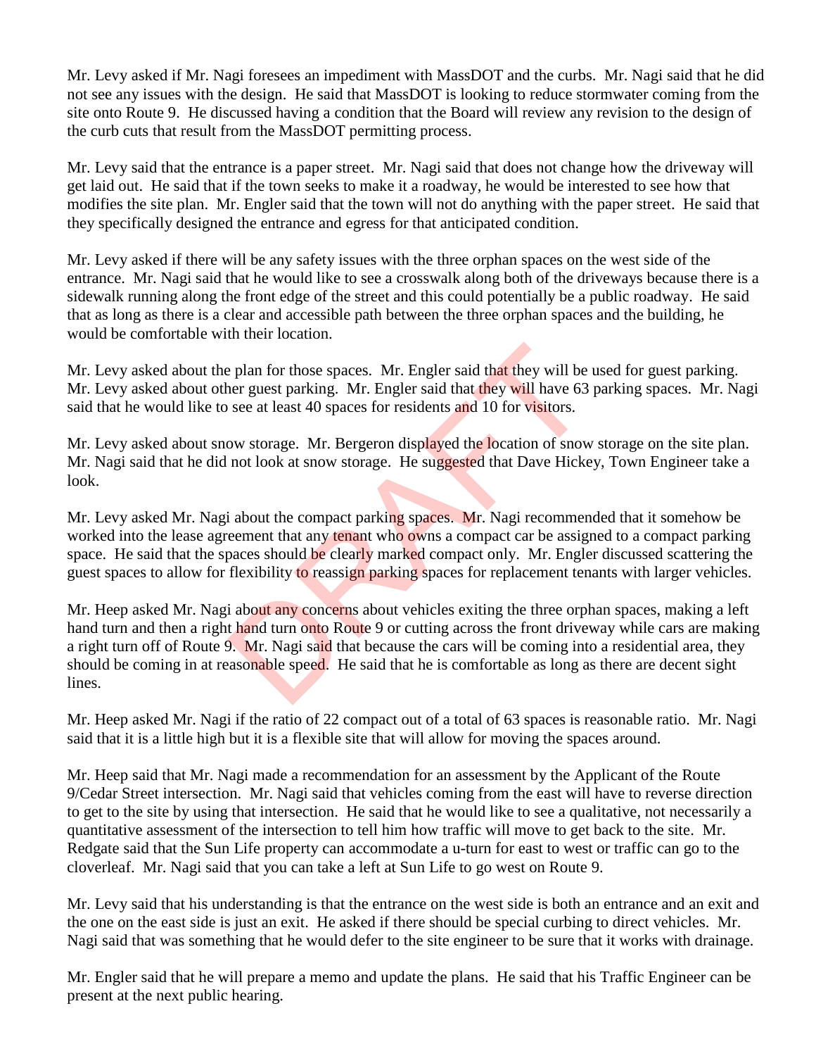Mr. Levy asked if Mr. Nagi foresees an impediment with MassDOT and the curbs. Mr. Nagi said that he did not see any issues with the design. He said that MassDOT is looking to reduce stormwater coming from the site onto Route 9. He discussed having a condition that the Board will review any revision to the design of the curb cuts that result from the MassDOT permitting process.

Mr. Levy said that the entrance is a paper street. Mr. Nagi said that does not change how the driveway will get laid out. He said that if the town seeks to make it a roadway, he would be interested to see how that modifies the site plan. Mr. Engler said that the town will not do anything with the paper street. He said that they specifically designed the entrance and egress for that anticipated condition.

Mr. Levy asked if there will be any safety issues with the three orphan spaces on the west side of the entrance. Mr. Nagi said that he would like to see a crosswalk along both of the driveways because there is a sidewalk running along the front edge of the street and this could potentially be a public roadway. He said that as long as there is a clear and accessible path between the three orphan spaces and the building, he would be comfortable with their location.

Mr. Levy asked about the plan for those spaces. Mr. Engler said that they will be used for guest parking. Mr. Levy asked about other guest parking. Mr. Engler said that they will have 63 parking spaces. Mr. Nagi said that he would like to see at least 40 spaces for residents and 10 for visitors.

Mr. Levy asked about snow storage. Mr. Bergeron displayed the location of snow storage on the site plan. Mr. Nagi said that he did not look at snow storage. He suggested that Dave Hickey, Town Engineer take a look.

Mr. Levy asked Mr. Nagi about the compact parking spaces. Mr. Nagi recommended that it somehow be worked into the lease agreement that any tenant who owns a compact car be assigned to a compact parking space. He said that the spaces should be clearly marked compact only. Mr. Engler discussed scattering the guest spaces to allow for flexibility to reassign parking spaces for replacement tenants with larger vehicles.

Mr. Heep asked Mr. Nagi about any concerns about vehicles exiting the three orphan spaces, making a left hand turn and then a right hand turn onto Route 9 or cutting across the front driveway while cars are making a right turn off of Route 9. Mr. Nagi said that because the cars will be coming into a residential area, they should be coming in at reasonable speed. He said that he is comfortable as long as there are decent sight lines.

Mr. Heep asked Mr. Nagi if the ratio of 22 compact out of a total of 63 spaces is reasonable ratio. Mr. Nagi said that it is a little high but it is a flexible site that will allow for moving the spaces around.

Mr. Heep said that Mr. Nagi made a recommendation for an assessment by the Applicant of the Route 9/Cedar Street intersection. Mr. Nagi said that vehicles coming from the east will have to reverse direction to get to the site by using that intersection. He said that he would like to see a qualitative, not necessarily a quantitative assessment of the intersection to tell him how traffic will move to get back to the site. Mr. Redgate said that the Sun Life property can accommodate a u-turn for east to west or traffic can go to the cloverleaf. Mr. Nagi said that you can take a left at Sun Life to go west on Route 9.

Mr. Levy said that his understanding is that the entrance on the west side is both an entrance and an exit and the one on the east side is just an exit. He asked if there should be special curbing to direct vehicles. Mr. Nagi said that was something that he would defer to the site engineer to be sure that it works with drainage.

Mr. Engler said that he will prepare a memo and update the plans. He said that his Traffic Engineer can be present at the next public hearing.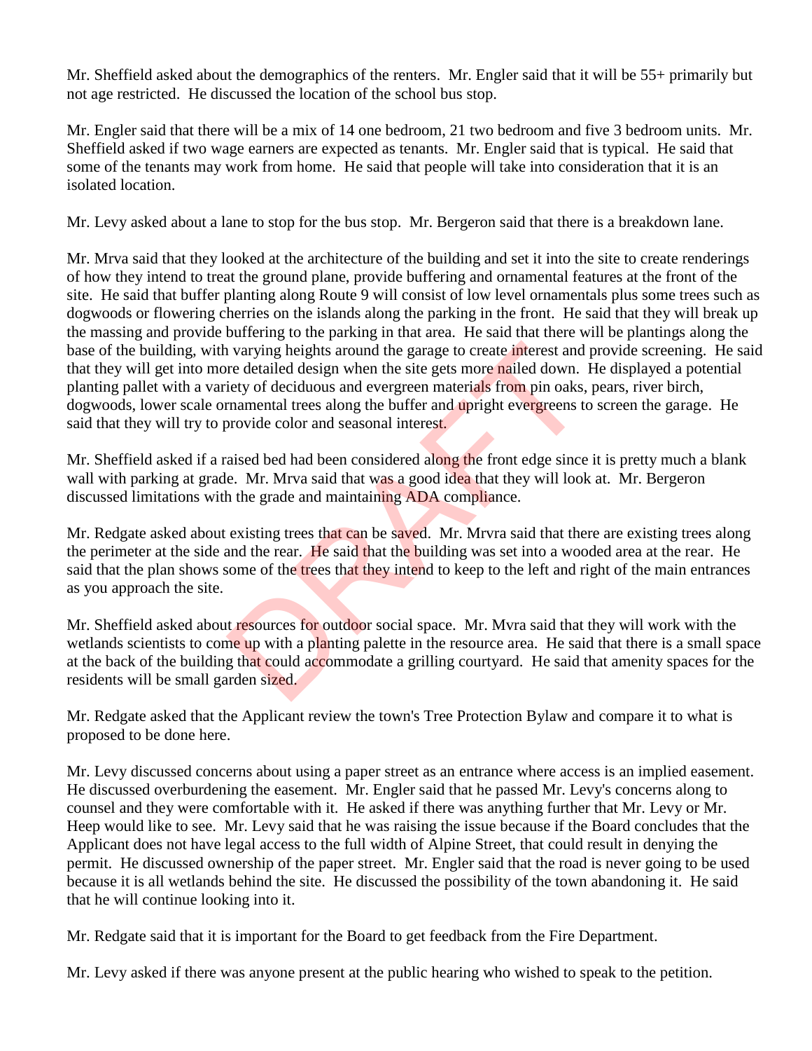Mr. Sheffield asked about the demographics of the renters. Mr. Engler said that it will be 55+ primarily but not age restricted. He discussed the location of the school bus stop.

Mr. Engler said that there will be a mix of 14 one bedroom, 21 two bedroom and five 3 bedroom units. Mr. Sheffield asked if two wage earners are expected as tenants. Mr. Engler said that is typical. He said that some of the tenants may work from home. He said that people will take into consideration that it is an isolated location.

Mr. Levy asked about a lane to stop for the bus stop. Mr. Bergeron said that there is a breakdown lane.

Mr. Mrva said that they looked at the architecture of the building and set it into the site to create renderings of how they intend to treat the ground plane, provide buffering and ornamental features at the front of the site. He said that buffer planting along Route 9 will consist of low level ornamentals plus some trees such as dogwoods or flowering cherries on the islands along the parking in the front. He said that they will break up the massing and provide buffering to the parking in that area. He said that there will be plantings along the base of the building, with varying heights around the garage to create interest and provide screening. He said that they will get into more detailed design when the site gets more nailed down. He displayed a potential planting pallet with a variety of deciduous and evergreen materials from pin oaks, pears, river birch, dogwoods, lower scale ornamental trees along the buffer and upright evergreens to screen the garage. He said that they will try to provide color and seasonal interest.

Mr. Sheffield asked if a raised bed had been considered along the front edge since it is pretty much a blank wall with parking at grade. Mr. Mrva said that was a good idea that they will look at. Mr. Bergeron discussed limitations with the grade and maintaining ADA compliance.

Mr. Redgate asked about existing trees that can be saved. Mr. Mrvra said that there are existing trees along the perimeter at the side and the rear. He said that the building was set into a wooded area at the rear. He said that the plan shows some of the trees that they intend to keep to the left and right of the main entrances as you approach the site.

Mr. Sheffield asked about resources for outdoor social space. Mr. Mvra said that they will work with the wetlands scientists to come up with a planting palette in the resource area. He said that there is a small space at the back of the building that could accommodate a grilling courtyard. He said that amenity spaces for the residents will be small garden sized.

Mr. Redgate asked that the Applicant review the town's Tree Protection Bylaw and compare it to what is proposed to be done here.

Mr. Levy discussed concerns about using a paper street as an entrance where access is an implied easement. He discussed overburdening the easement. Mr. Engler said that he passed Mr. Levy's concerns along to counsel and they were comfortable with it. He asked if there was anything further that Mr. Levy or Mr. Heep would like to see. Mr. Levy said that he was raising the issue because if the Board concludes that the Applicant does not have legal access to the full width of Alpine Street, that could result in denying the permit. He discussed ownership of the paper street. Mr. Engler said that the road is never going to be used because it is all wetlands behind the site. He discussed the possibility of the town abandoning it. He said that he will continue looking into it.

Mr. Redgate said that it is important for the Board to get feedback from the Fire Department.

Mr. Levy asked if there was anyone present at the public hearing who wished to speak to the petition.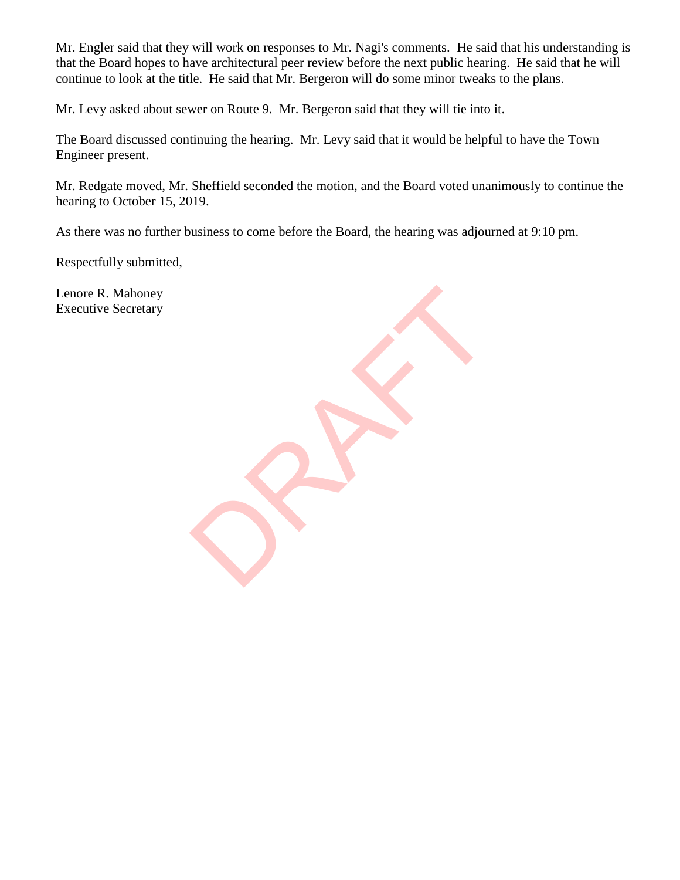Mr. Engler said that they will work on responses to Mr. Nagi's comments. He said that his understanding is that the Board hopes to have architectural peer review before the next public hearing. He said that he will continue to look at the title. He said that Mr. Bergeron will do some minor tweaks to the plans.

Mr. Levy asked about sewer on Route 9. Mr. Bergeron said that they will tie into it.

The Board discussed continuing the hearing. Mr. Levy said that it would be helpful to have the Town Engineer present.

Mr. Redgate moved, Mr. Sheffield seconded the motion, and the Board voted unanimously to continue the hearing to October 15, 2019.

As there was no further business to come before the Board, the hearing was adjourned at 9:10 pm.

Respectfully submitted,

Lenore R. Mahoney
Executive Secretary

DRAFT